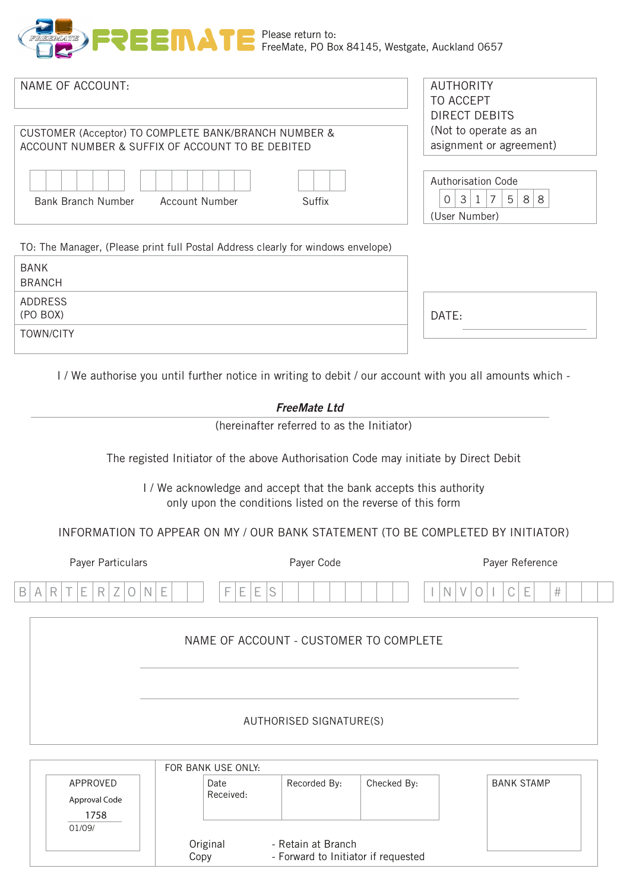FREEMATE

Please return to:
FreeMate, PO Box 84145, Westgate, Auckland 0657

NAME OF ACCOUNT:

AUTHORITY TO ACCEPT DIRECT DEBITS
(Not to operate as an assignment or agreement)

CUSTOMER (Acceptor) TO COMPLETE BANK/BRANCH NUMBER & ACCOUNT NUMBER & SUFFIX OF ACCOUNT TO BE DEBITED

| Bank Branch Number | Account Number | Suffix |
|---|---|---|
| | | |

Authorisation Code

| 0 | 3 | 1 | 7 | 5 | 8 | 8 |
|---|---|---|---|---|---|---|

(User Number)

TO: The Manager, (Please print full Postal Address clearly for windows envelope)

BANK
BRANCH

ADDRESS
(PO BOX)

TOWN/CITY

DATE:

I / We authorise you until further notice in writing to debit / our account with you all amounts which -

***FreeMate Ltd***

(hereinafter referred to as the Initiator)

The registed Initiator of the above Authorisation Code may initiate by Direct Debit

I / We acknowledge and accept that the bank accepts this authority only upon the conditions listed on the reverse of this form

INFORMATION TO APPEAR ON MY / OUR BANK STATEMENT (TO BE COMPLETED BY INITIATOR)

| Payer Particulars | Payer Code | Payer Reference |
|---|---|---|
| BARTERZONE | FEES | INVOICE # |

NAME OF ACCOUNT - CUSTOMER TO COMPLETE

AUTHORISED SIGNATURE(S)

APPROVED
Approval Code
1758
01/09/

FOR BANK USE ONLY:

| Date Received: | Recorded By: | Checked By: |
|---|---|---|
| | | |

BANK STAMP

Original - Retain at Branch
Copy - Forward to Initiator if requested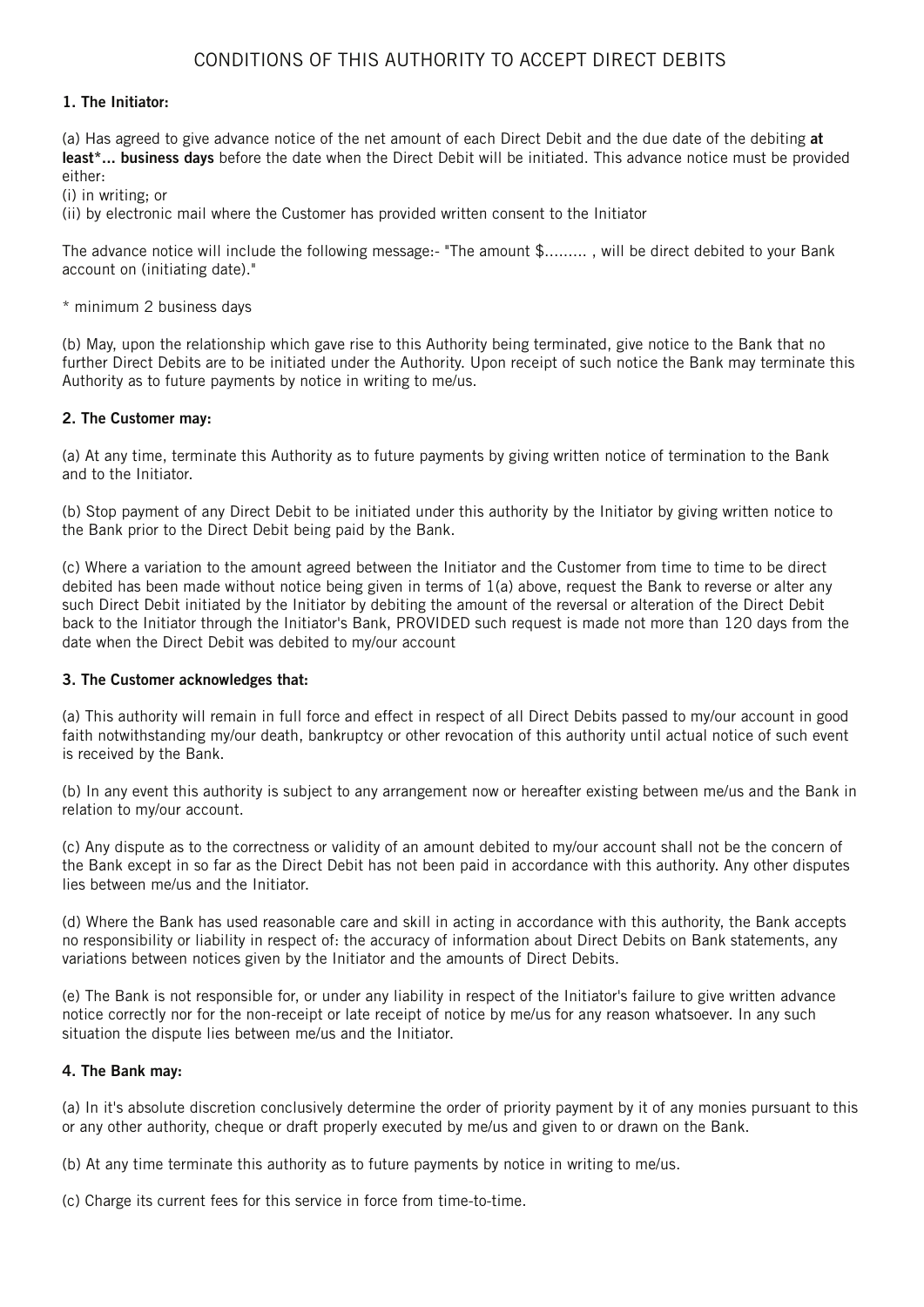# CONDITIONS OF THIS AUTHORITY TO ACCEPT DIRECT DEBITS

**1. The Initiator:**

(a) Has agreed to give advance notice of the net amount of each Direct Debit and the due date of the debiting **at least*... business days** before the date when the Direct Debit will be initiated. This advance notice must be provided either:
(i) in writing; or
(ii) by electronic mail where the Customer has provided written consent to the Initiator

The advance notice will include the following message:- "The amount $......... , will be direct debited to your Bank account on (initiating date)."

* minimum 2 business days

(b) May, upon the relationship which gave rise to this Authority being terminated, give notice to the Bank that no further Direct Debits are to be initiated under the Authority. Upon receipt of such notice the Bank may terminate this Authority as to future payments by notice in writing to me/us.

**2. The Customer may:**

(a) At any time, terminate this Authority as to future payments by giving written notice of termination to the Bank and to the Initiator.

(b) Stop payment of any Direct Debit to be initiated under this authority by the Initiator by giving written notice to the Bank prior to the Direct Debit being paid by the Bank.

(c) Where a variation to the amount agreed between the Initiator and the Customer from time to time to be direct debited has been made without notice being given in terms of 1(a) above, request the Bank to reverse or alter any such Direct Debit initiated by the Initiator by debiting the amount of the reversal or alteration of the Direct Debit back to the Initiator through the Initiator's Bank, PROVIDED such request is made not more than 120 days from the date when the Direct Debit was debited to my/our account

**3. The Customer acknowledges that:**

(a) This authority will remain in full force and effect in respect of all Direct Debits passed to my/our account in good faith notwithstanding my/our death, bankruptcy or other revocation of this authority until actual notice of such event is received by the Bank.

(b) In any event this authority is subject to any arrangement now or hereafter existing between me/us and the Bank in relation to my/our account.

(c) Any dispute as to the correctness or validity of an amount debited to my/our account shall not be the concern of the Bank except in so far as the Direct Debit has not been paid in accordance with this authority. Any other disputes lies between me/us and the Initiator.

(d) Where the Bank has used reasonable care and skill in acting in accordance with this authority, the Bank accepts no responsibility or liability in respect of: the accuracy of information about Direct Debits on Bank statements, any variations between notices given by the Initiator and the amounts of Direct Debits.

(e) The Bank is not responsible for, or under any liability in respect of the Initiator's failure to give written advance notice correctly nor for the non-receipt or late receipt of notice by me/us for any reason whatsoever. In any such situation the dispute lies between me/us and the Initiator.

**4. The Bank may:**

(a) In it's absolute discretion conclusively determine the order of priority payment by it of any monies pursuant to this or any other authority, cheque or draft properly executed by me/us and given to or drawn on the Bank.

(b) At any time terminate this authority as to future payments by notice in writing to me/us.

(c) Charge its current fees for this service in force from time-to-time.